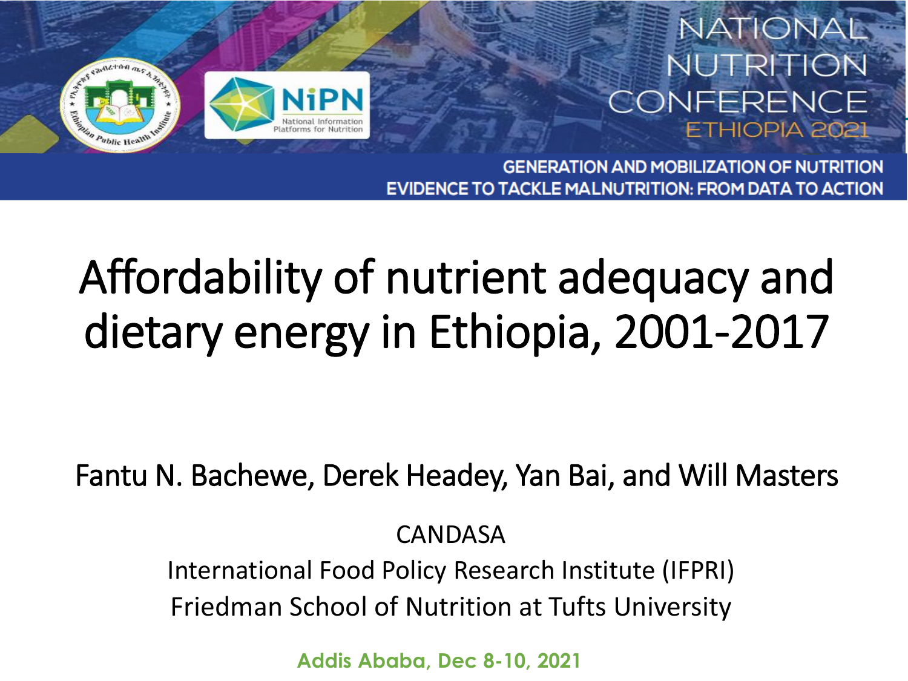NATIONAL NUTRITION CONFERENCE ETHIOPIA 2021

GENERATION AND MOBILIZATION OF NUTRITION EVIDENCE TO TACKLE MALNUTRITION: FROM DATA TO ACTION

# Affordability of nutrient adequacy and dietary energy in Ethiopia, 2001-2017

Fantu N. Bachewe, Derek Headey, Yan Bai, and Will Masters

CANDASA

International Food Policy Research Institute (IFPRI)

Friedman School of Nutrition at Tufts University

**Addis Ababa, Dec 8-10, 2021**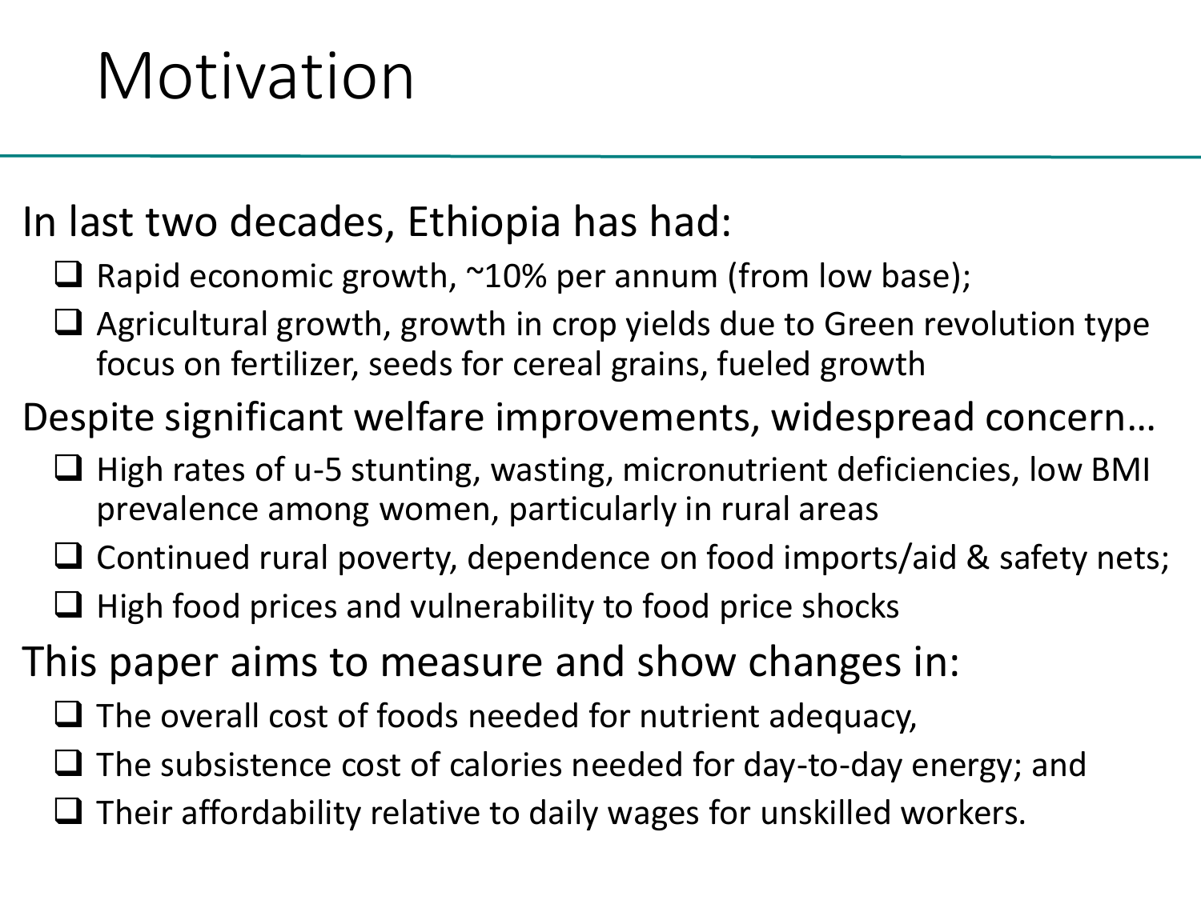# Motivation

In last two decades, Ethiopia has had:

- Rapid economic growth, ~10% per annum (from low base);
- Agricultural growth, growth in crop yields due to Green revolution type focus on fertilizer, seeds for cereal grains, fueled growth

Despite significant welfare improvements, widespread concern…

- High rates of u-5 stunting, wasting, micronutrient deficiencies, low BMI prevalence among women, particularly in rural areas
- Continued rural poverty, dependence on food imports/aid & safety nets;
- High food prices and vulnerability to food price shocks

This paper aims to measure and show changes in:

- The overall cost of foods needed for nutrient adequacy,
- The subsistence cost of calories needed for day-to-day energy; and
- Their affordability relative to daily wages for unskilled workers.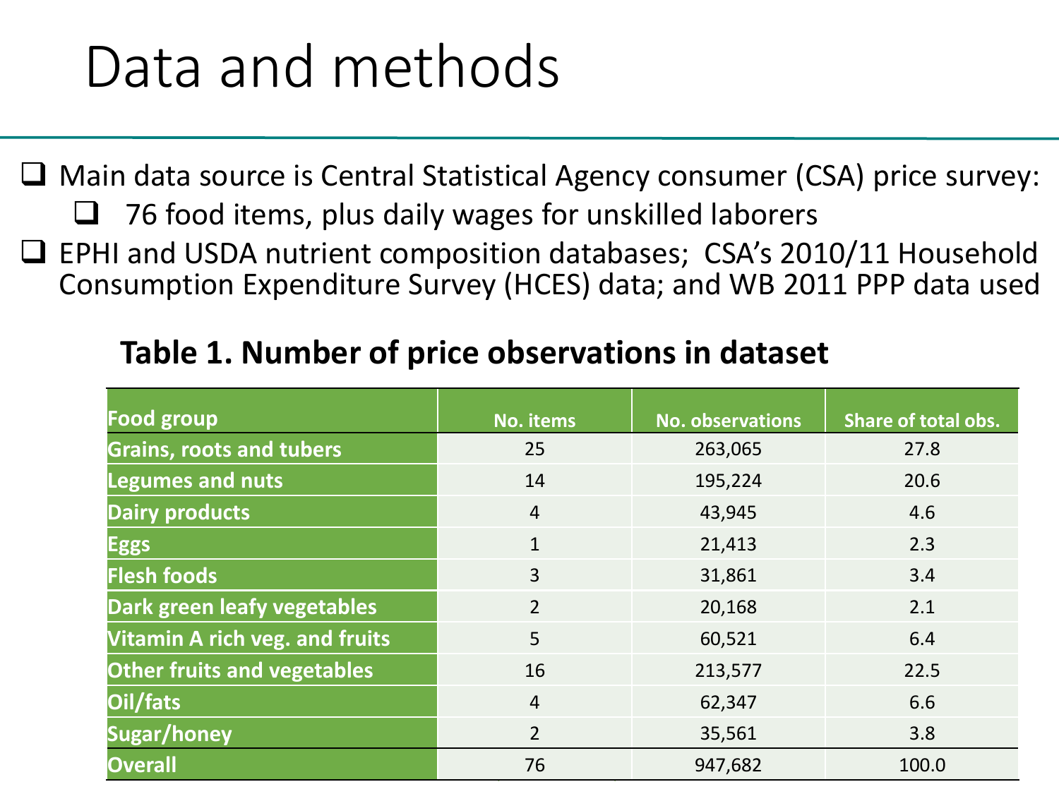# Data and methods

- Main data source is Central Statistical Agency consumer (CSA) price survey:
  - 76 food items, plus daily wages for unskilled laborers
- EPHI and USDA nutrient composition databases; CSA's 2010/11 Household Consumption Expenditure Survey (HCES) data; and WB 2011 PPP data used

**Table 1. Number of price observations in dataset**

| Food group | No. items | No. observations | Share of total obs. |
|---|---|---|---|
| Grains, roots and tubers | 25 | 263,065 | 27.8 |
| Legumes and nuts | 14 | 195,224 | 20.6 |
| Dairy products | 4 | 43,945 | 4.6 |
| Eggs | 1 | 21,413 | 2.3 |
| Flesh foods | 3 | 31,861 | 3.4 |
| Dark green leafy vegetables | 2 | 20,168 | 2.1 |
| Vitamin A rich veg. and fruits | 5 | 60,521 | 6.4 |
| Other fruits and vegetables | 16 | 213,577 | 22.5 |
| Oil/fats | 4 | 62,347 | 6.6 |
| Sugar/honey | 2 | 35,561 | 3.8 |
| Overall | 76 | 947,682 | 100.0 |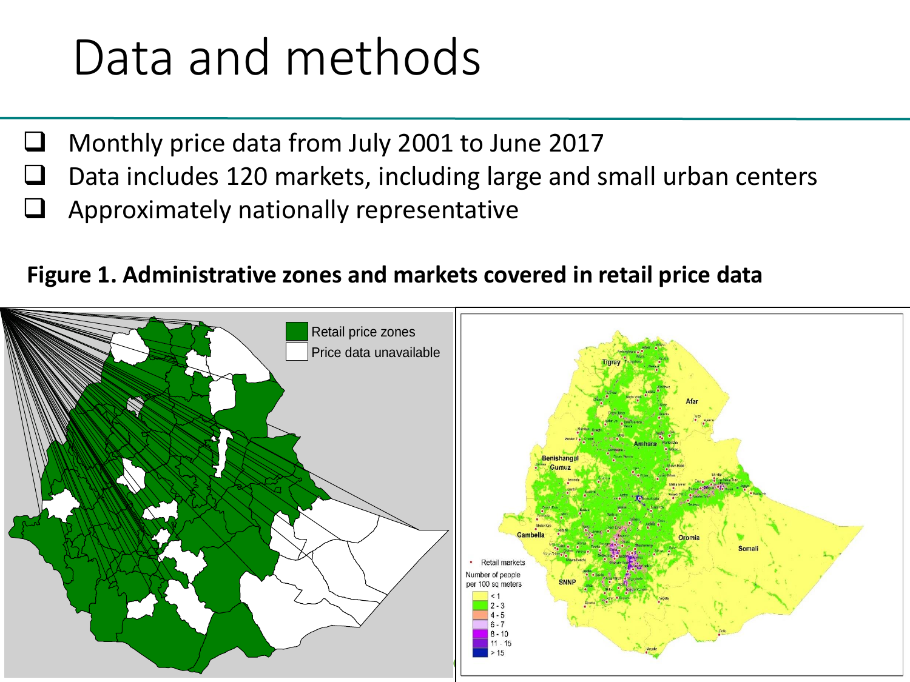# Data and methods

- Monthly price data from July 2001 to June 2017
- Data includes 120 markets, including large and small urban centers
- Approximately nationally representative

**Figure 1. Administrative zones and markets covered in retail price data**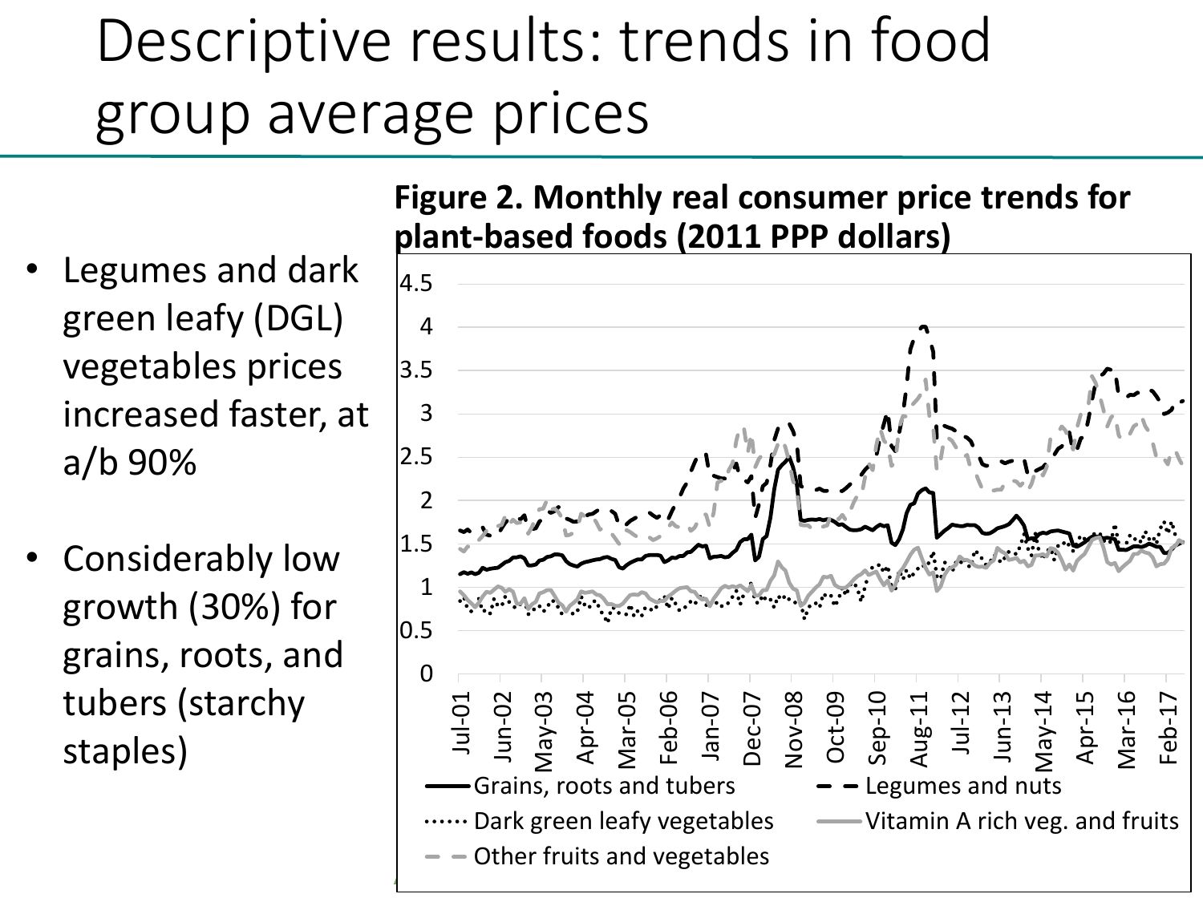# Descriptive results: trends in food group average prices

- Legumes and dark green leafy (DGL) vegetables prices increased faster, at a/b 90%
- Considerably low growth (30%) for grains, roots, and tubers (starchy staples)

**Figure 2. Monthly real consumer price trends for plant-based foods (2011 PPP dollars)**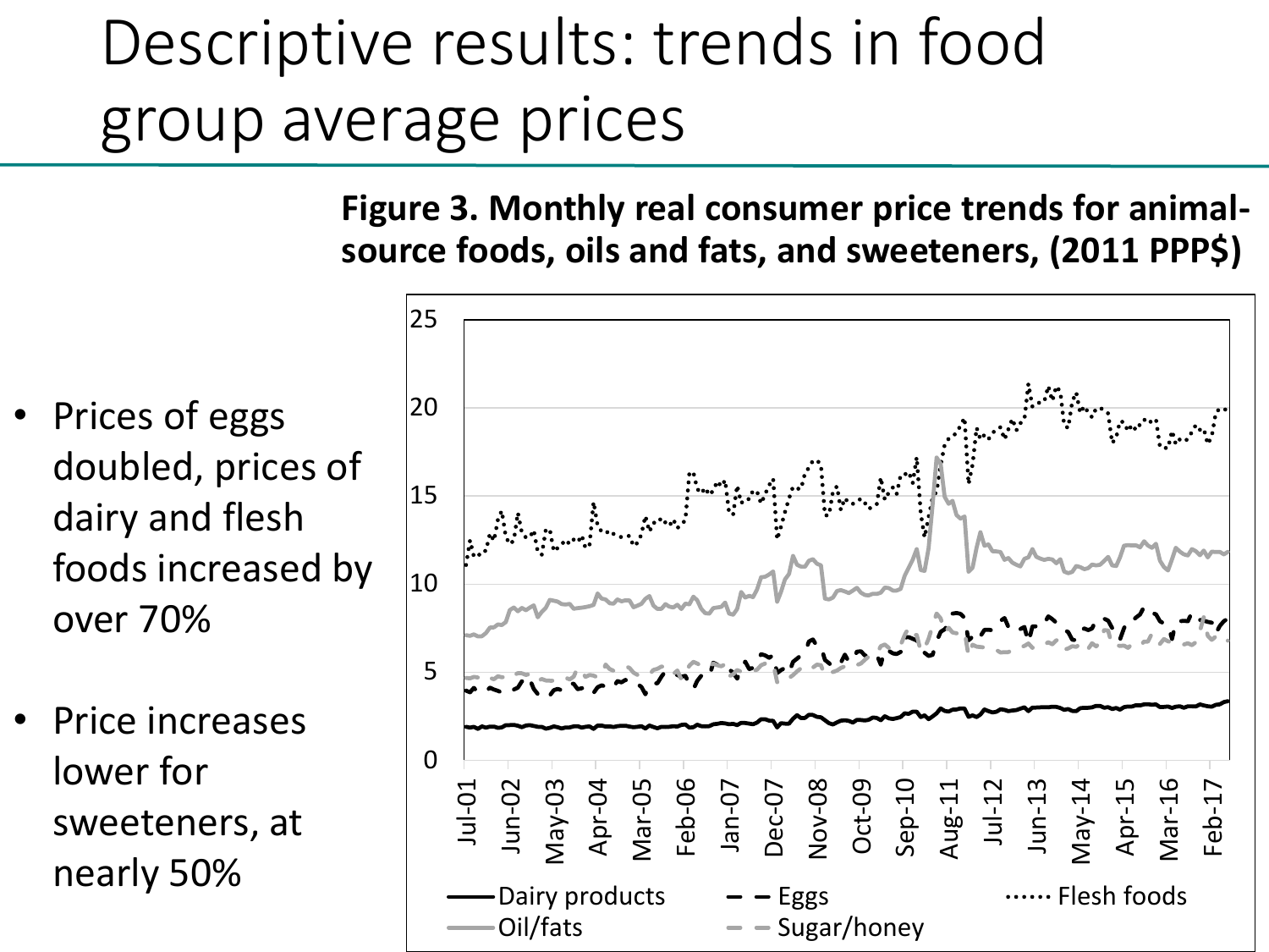# Descriptive results: trends in food group average prices

- Prices of eggs doubled, prices of dairy and flesh foods increased by over 70%
- Price increases lower for sweeteners, at nearly 50%

**Figure 3. Monthly real consumer price trends for animal-source foods, oils and fats, and sweeteners, (2011 PPP$)**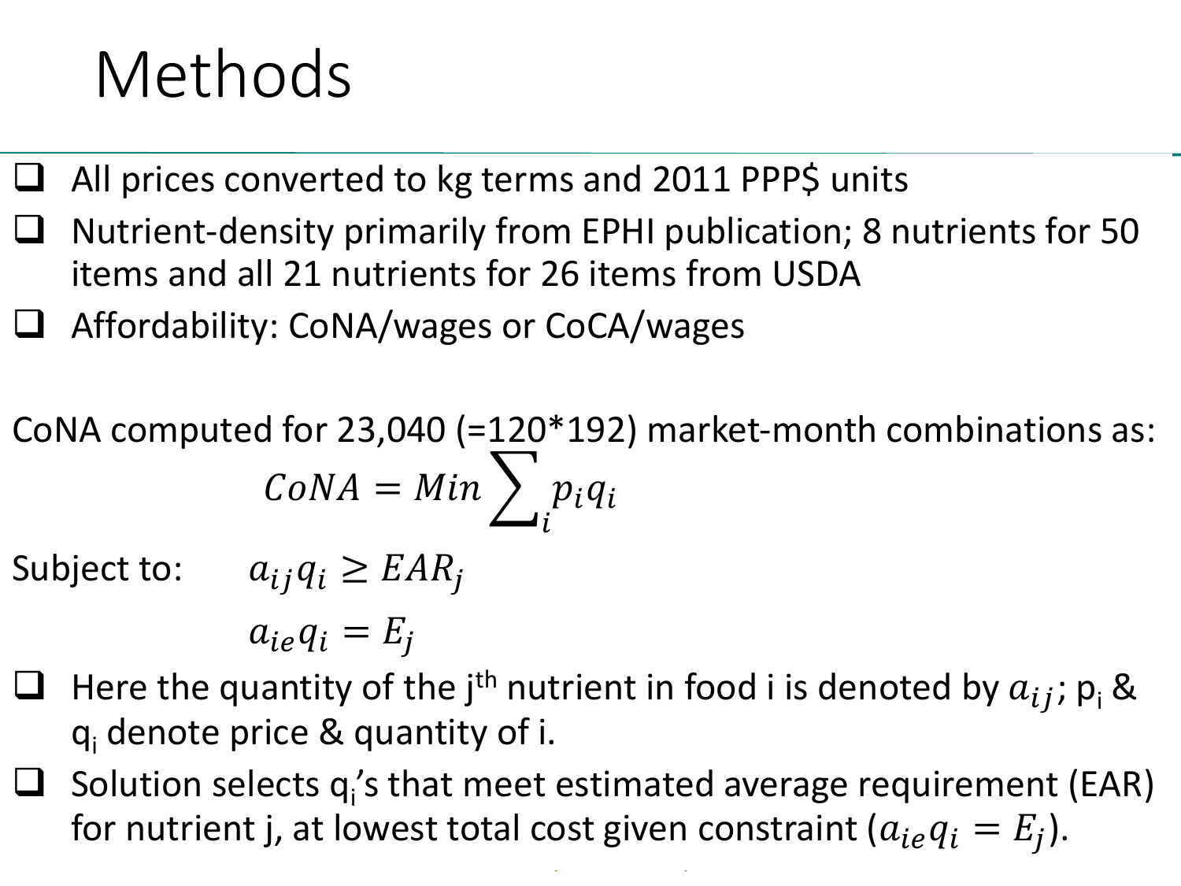# Methods

- All prices converted to kg terms and 2011 PPP$ units
- Nutrient-density primarily from EPHI publication; 8 nutrients for 50 items and all 21 nutrients for 26 items from USDA
- Affordability: CoNA/wages or CoCA/wages

CoNA computed for 23,040 (=120*192) market-month combinations as:

$$CoNA = Min \sum_{i} p_i q_i$$

Subject to: $a_{ij} q_i \geq EAR_j$

$$a_{ie} q_i = E_j$$

- Here the quantity of the j[th] nutrient in food i is denoted by $a_{ij}$; $p_i$ & $q_i$ denote price & quantity of i.
- Solution selects $q_i$'s that meet estimated average requirement (EAR) for nutrient j, at lowest total cost given constraint ($a_{ie} q_i = E_j$).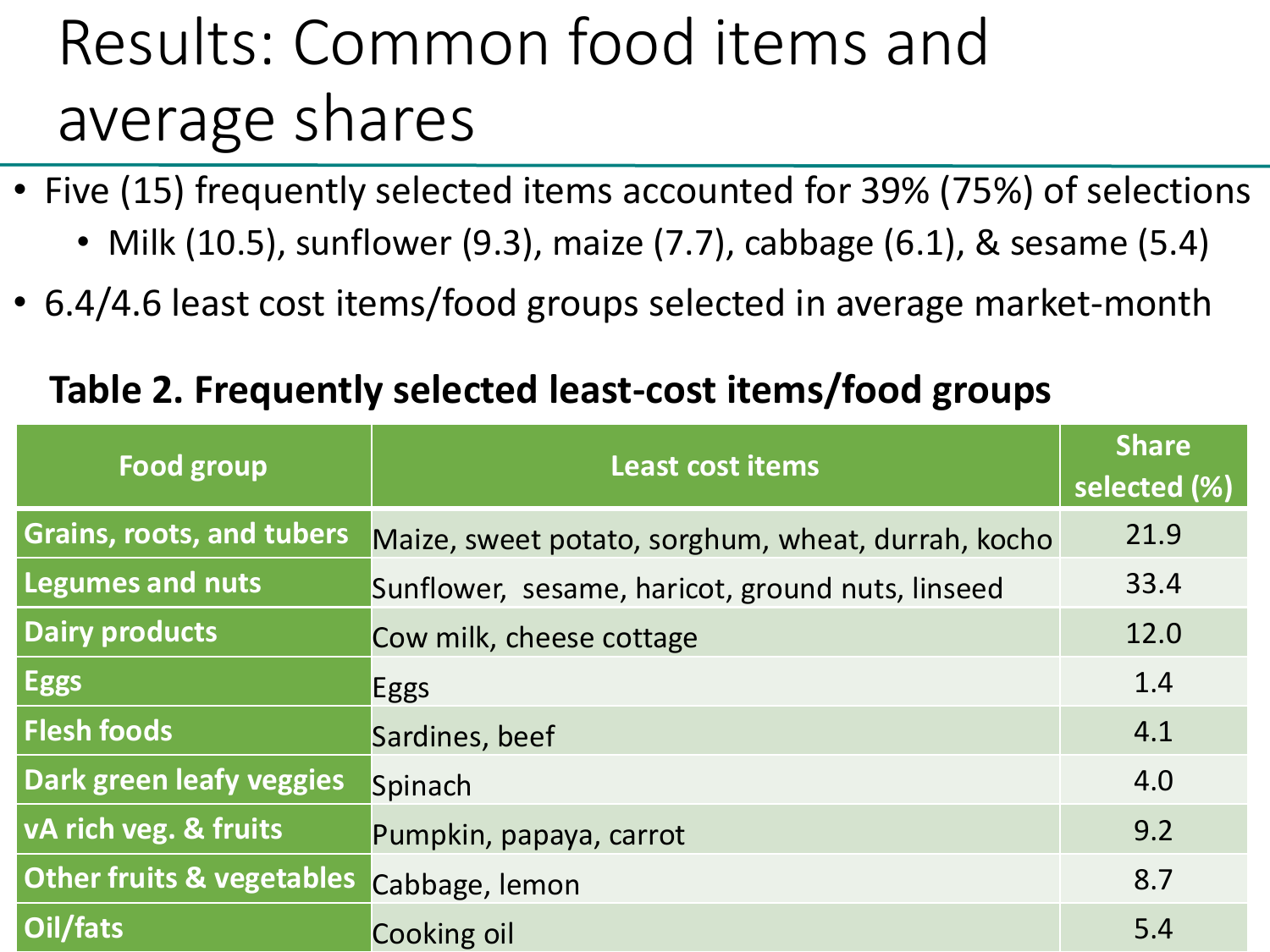# Results: Common food items and average shares

- Five (15) frequently selected items accounted for 39% (75%) of selections
  - Milk (10.5), sunflower (9.3), maize (7.7), cabbage (6.1), & sesame (5.4)
- 6.4/4.6 least cost items/food groups selected in average market-month

**Table 2. Frequently selected least-cost items/food groups**

| Food group | Least cost items | Share selected (%) |
|---|---|---|
| Grains, roots, and tubers | Maize, sweet potato, sorghum, wheat, durrah, kocho | 21.9 |
| Legumes and nuts | Sunflower, sesame, haricot, ground nuts, linseed | 33.4 |
| Dairy products | Cow milk, cheese cottage | 12.0 |
| Eggs | Eggs | 1.4 |
| Flesh foods | Sardines, beef | 4.1 |
| Dark green leafy veggies | Spinach | 4.0 |
| vA rich veg. & fruits | Pumpkin, papaya, carrot | 9.2 |
| Other fruits & vegetables | Cabbage, lemon | 8.7 |
| Oil/fats | Cooking oil | 5.4 |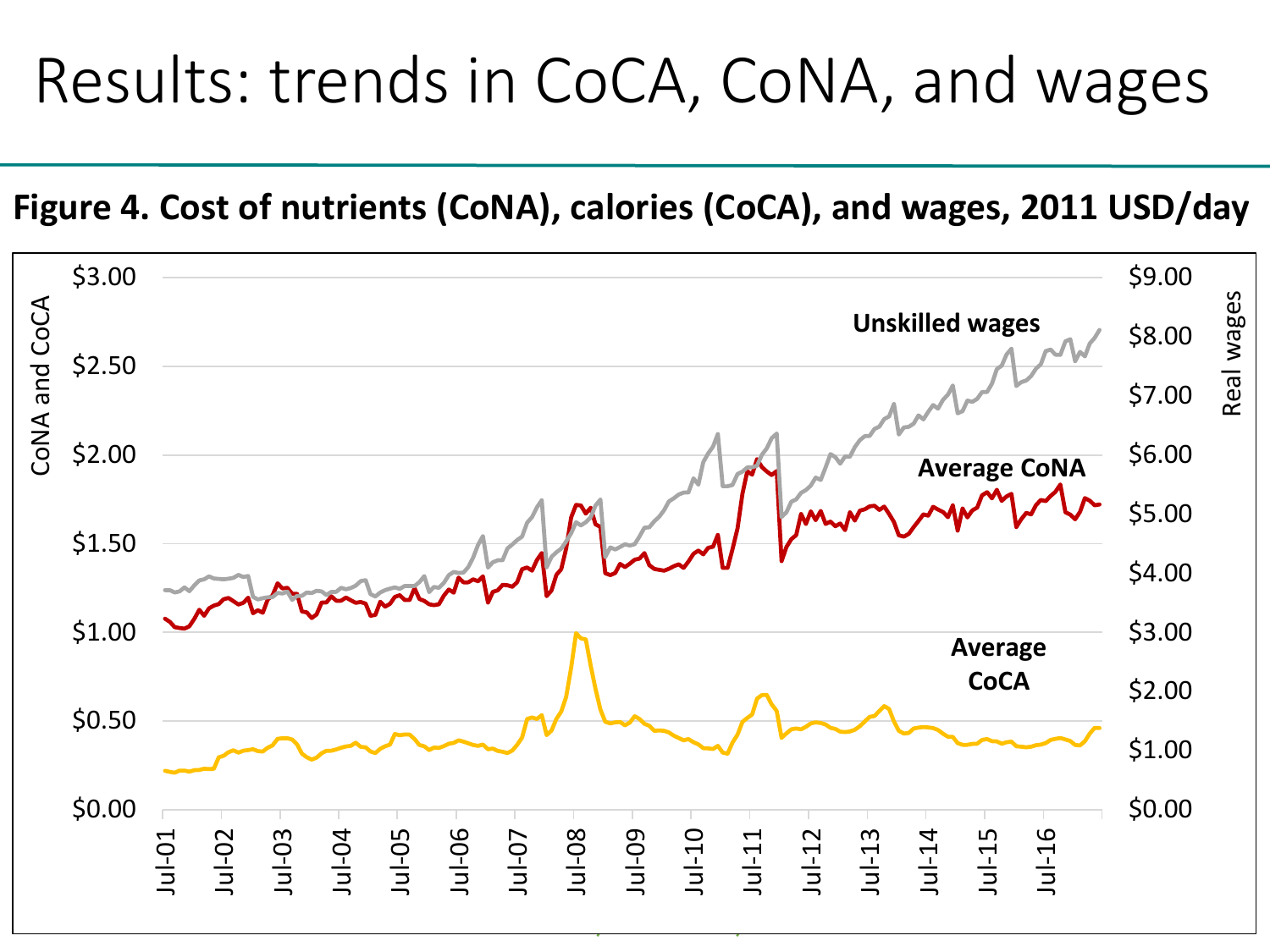# Results: trends in CoCA, CoNA, and wages

**Figure 4. Cost of nutrients (CoNA), calories (CoCA), and wages, 2011 USD/day**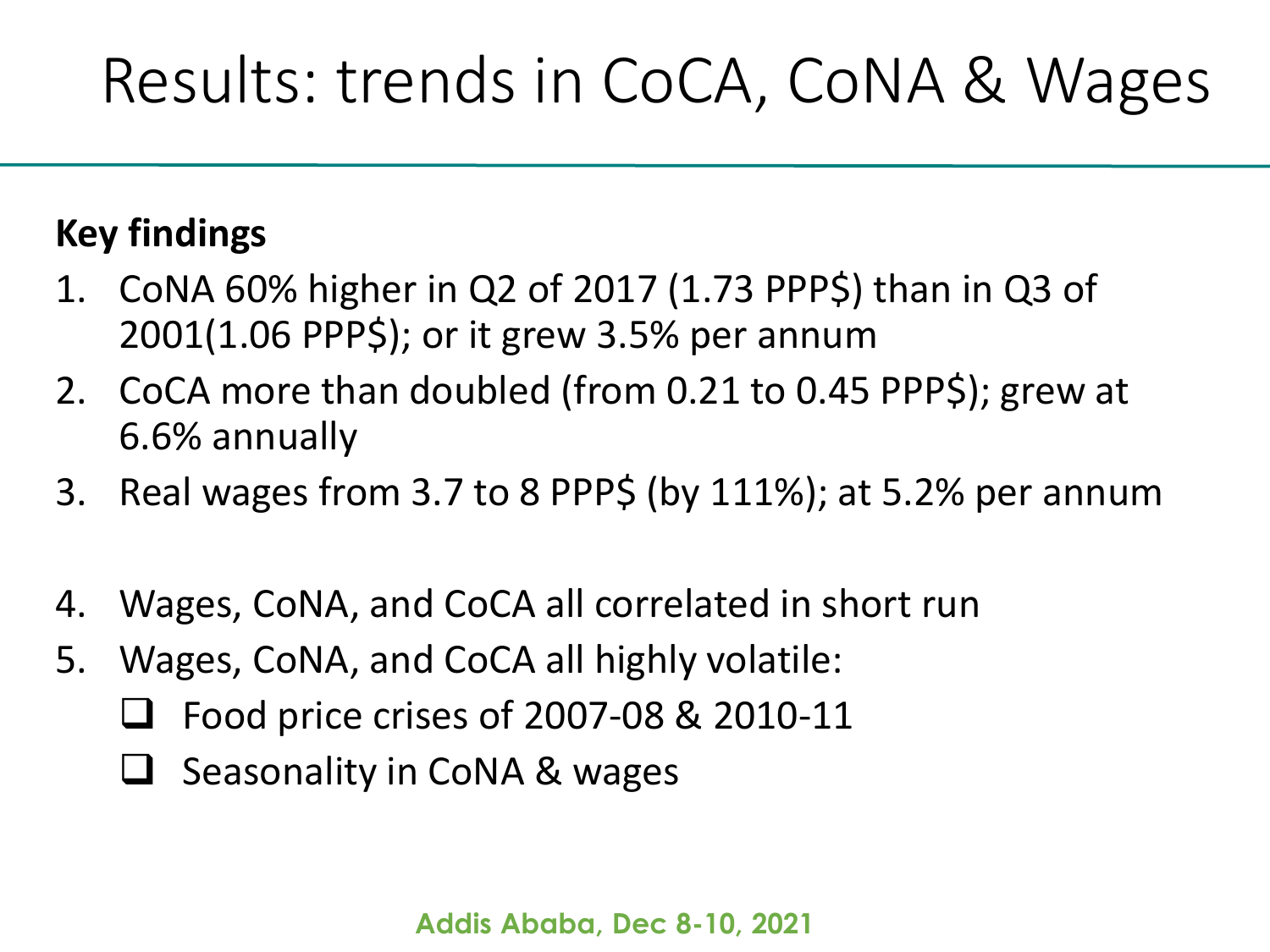# Results: trends in CoCA, CoNA & Wages

**Key findings**

1. CoNA 60% higher in Q2 of 2017 (1.73 PPP$) than in Q3 of 2001(1.06 PPP$); or it grew 3.5% per annum
2. CoCA more than doubled (from 0.21 to 0.45 PPP$); grew at 6.6% annually
3. Real wages from 3.7 to 8 PPP$ (by 111%); at 5.2% per annum
4. Wages, CoNA, and CoCA all correlated in short run
5. Wages, CoNA, and CoCA all highly volatile:
   - Food price crises of 2007-08 & 2010-11
   - Seasonality in CoNA & wages

Addis Ababa, Dec 8-10, 2021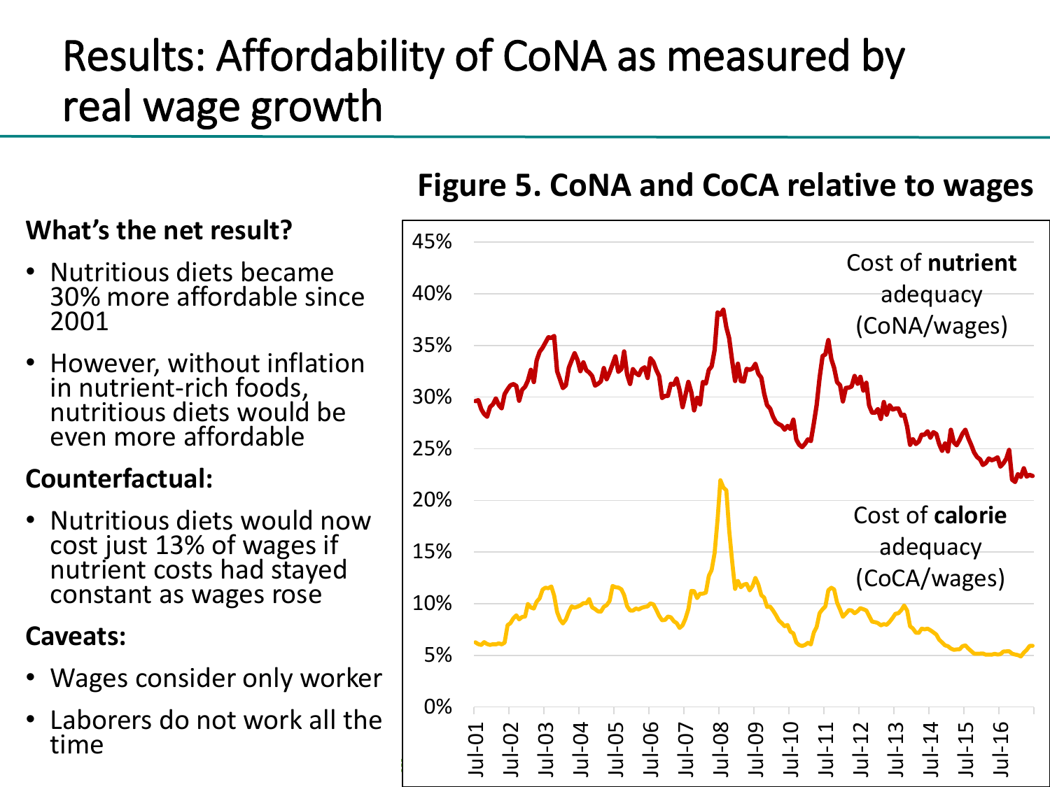# Results: Affordability of CoNA as measured by real wage growth

**What's the net result?**

- Nutritious diets became 30% more affordable since 2001
- However, without inflation in nutrient-rich foods, nutritious diets would be even more affordable

**Counterfactual:**

- Nutritious diets would now cost just 13% of wages if nutrient costs had stayed constant as wages rose

**Caveats:**

- Wages consider only worker
- Laborers do not work all the time

**Figure 5. CoNA and CoCA relative to wages**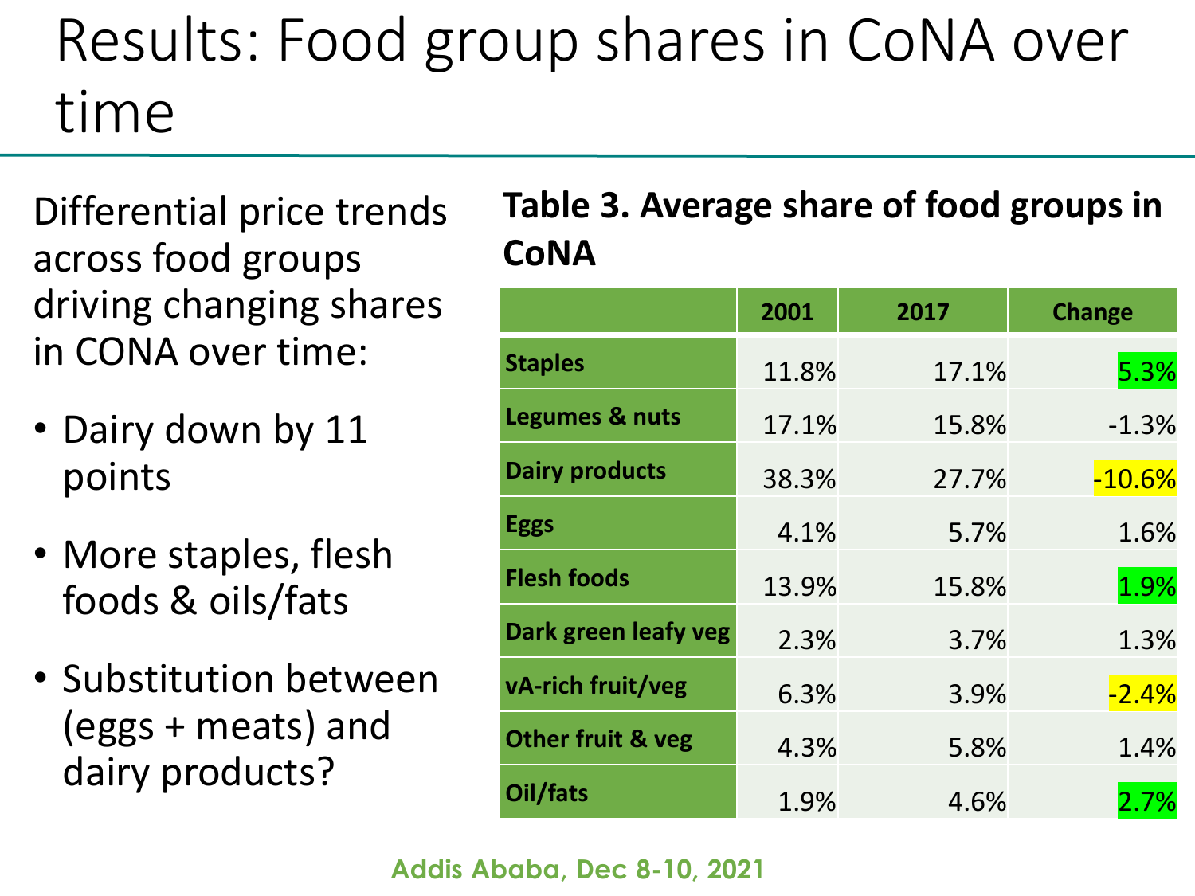# Results: Food group shares in CoNA over time

Differential price trends across food groups driving changing shares in CONA over time:

- Dairy down by 11 points
- More staples, flesh foods & oils/fats
- Substitution between (eggs + meats) and dairy products?

**Table 3. Average share of food groups in CoNA**

| | 2001 | 2017 | Change |
|---|---|---|---|
| **Staples** | 11.8% | 17.1% | 5.3% |
| **Legumes & nuts** | 17.1% | 15.8% | -1.3% |
| **Dairy products** | 38.3% | 27.7% | -10.6% |
| **Eggs** | 4.1% | 5.7% | 1.6% |
| **Flesh foods** | 13.9% | 15.8% | 1.9% |
| **Dark green leafy veg** | 2.3% | 3.7% | 1.3% |
| **vA-rich fruit/veg** | 6.3% | 3.9% | -2.4% |
| **Other fruit & veg** | 4.3% | 5.8% | 1.4% |
| **Oil/fats** | 1.9% | 4.6% | 2.7% |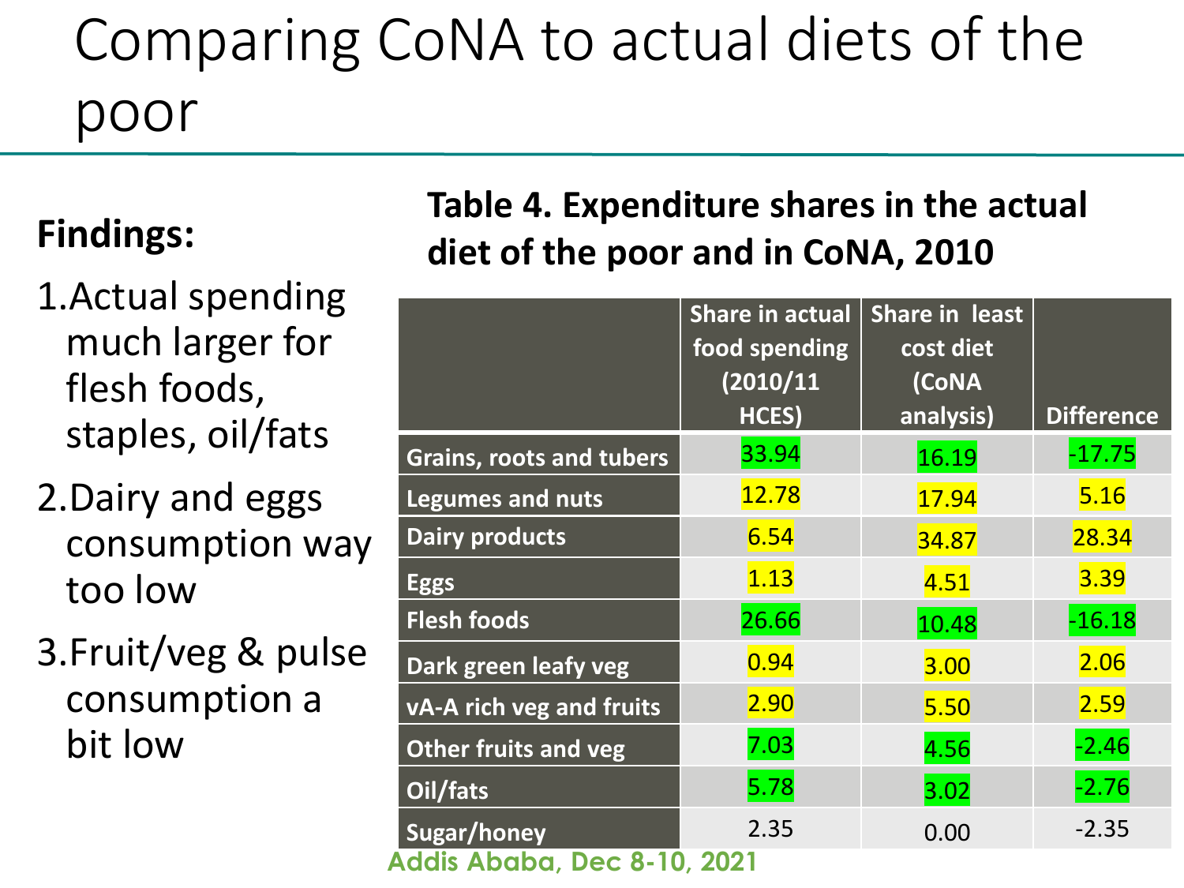# Comparing CoNA to actual diets of the poor

**Findings:**

1. Actual spending much larger for flesh foods, staples, oil/fats
2. Dairy and eggs consumption way too low
3. Fruit/veg & pulse consumption a bit low

**Table 4. Expenditure shares in the actual diet of the poor and in CoNA, 2010**

| | Share in actual food spending (2010/11 HCES) | Share in least cost diet (CoNA analysis) | Difference |
|---|---|---|---|
| Grains, roots and tubers | 33.94 | 16.19 | -17.75 |
| Legumes and nuts | 12.78 | 17.94 | 5.16 |
| Dairy products | 6.54 | 34.87 | 28.34 |
| Eggs | 1.13 | 4.51 | 3.39 |
| Flesh foods | 26.66 | 10.48 | -16.18 |
| Dark green leafy veg | 0.94 | 3.00 | 2.06 |
| vA-A rich veg and fruits | 2.90 | 5.50 | 2.59 |
| Other fruits and veg | 7.03 | 4.56 | -2.46 |
| Oil/fats | 5.78 | 3.02 | -2.76 |
| Sugar/honey | 2.35 | 0.00 | -2.35 |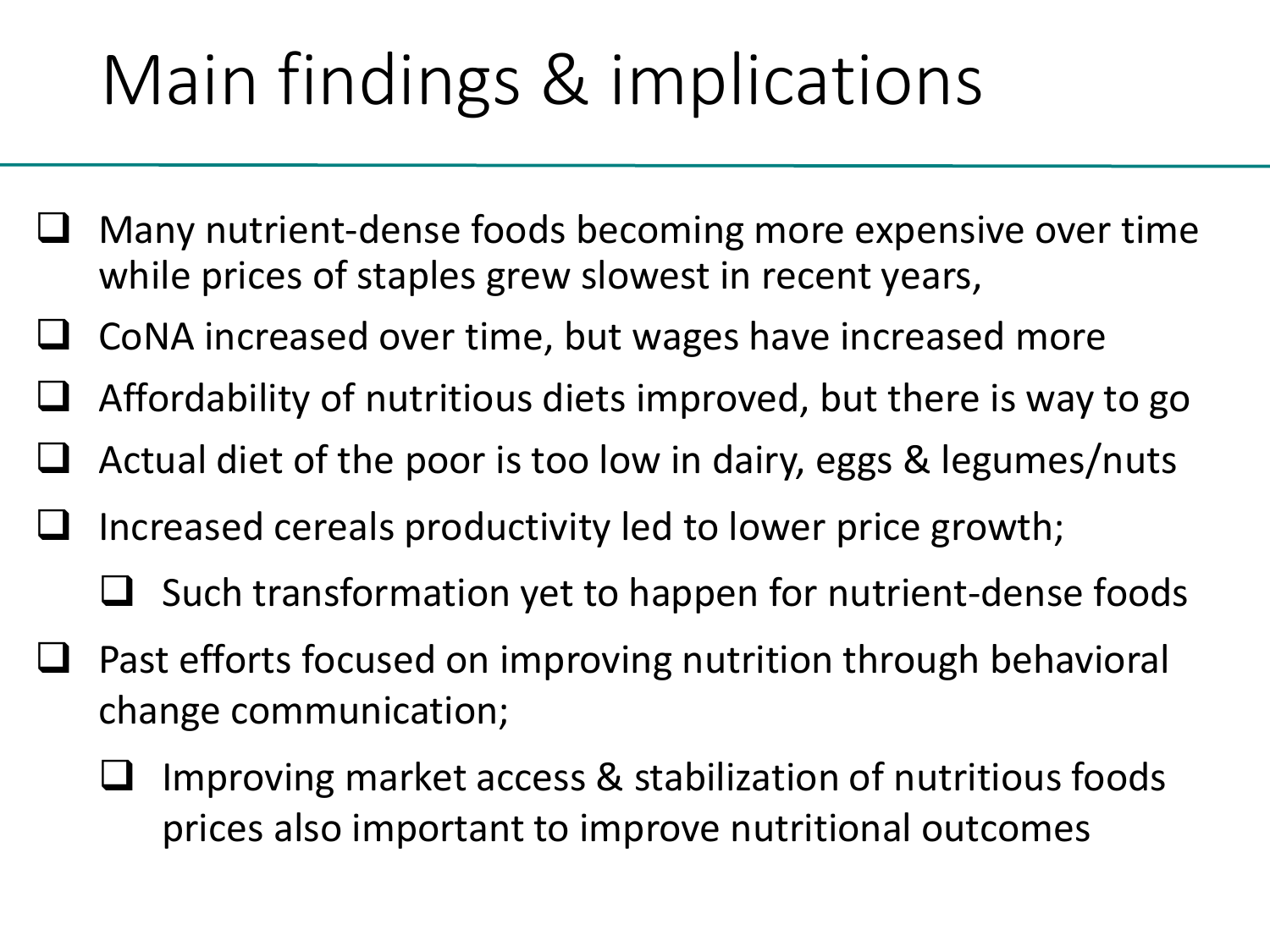# Main findings & implications

- Many nutrient-dense foods becoming more expensive over time while prices of staples grew slowest in recent years,
- CoNA increased over time, but wages have increased more
- Affordability of nutritious diets improved, but there is way to go
- Actual diet of the poor is too low in dairy, eggs & legumes/nuts
- Increased cereals productivity led to lower price growth;
  - Such transformation yet to happen for nutrient-dense foods
- Past efforts focused on improving nutrition through behavioral change communication;
  - Improving market access & stabilization of nutritious foods prices also important to improve nutritional outcomes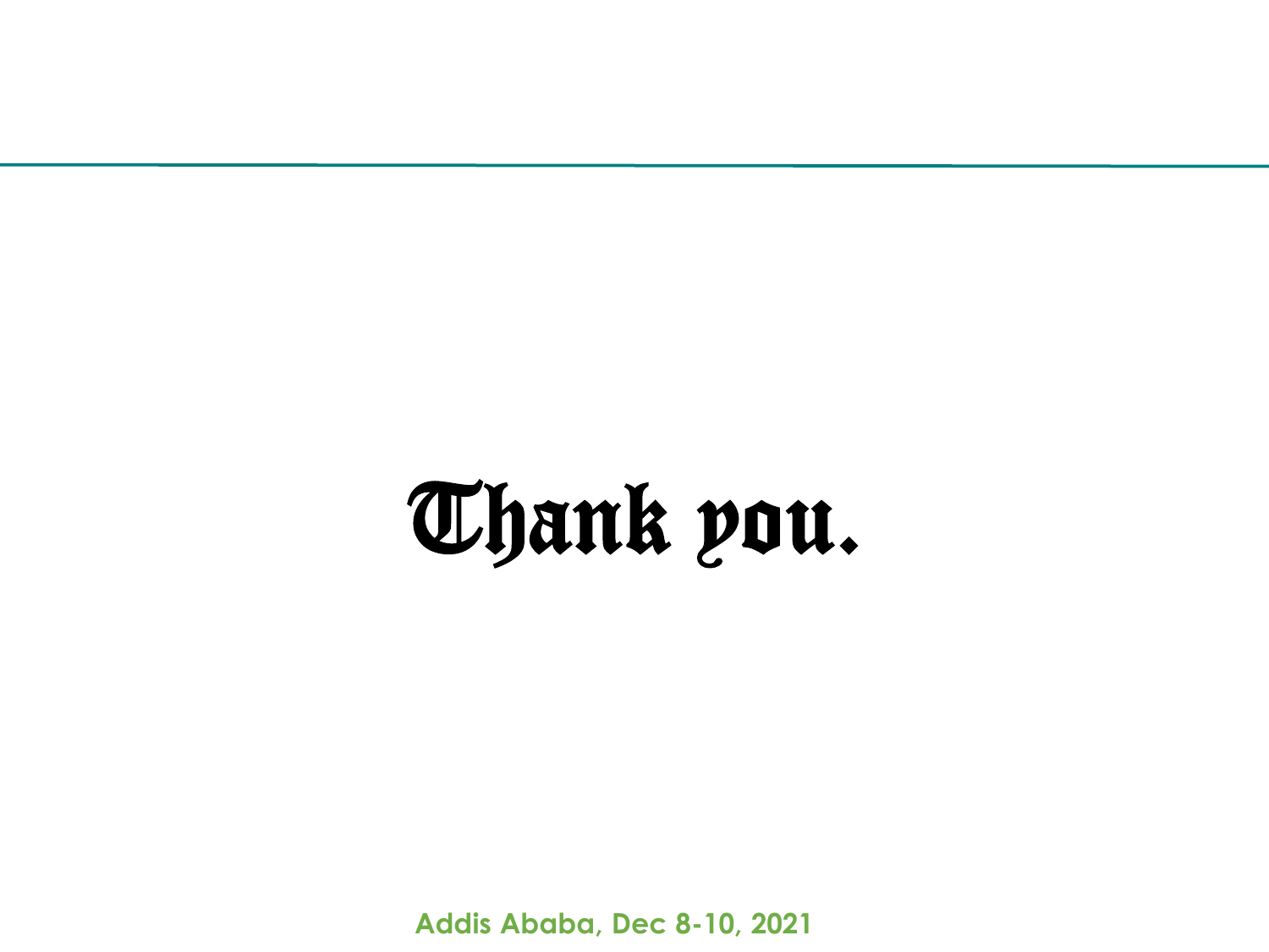# Thank you.